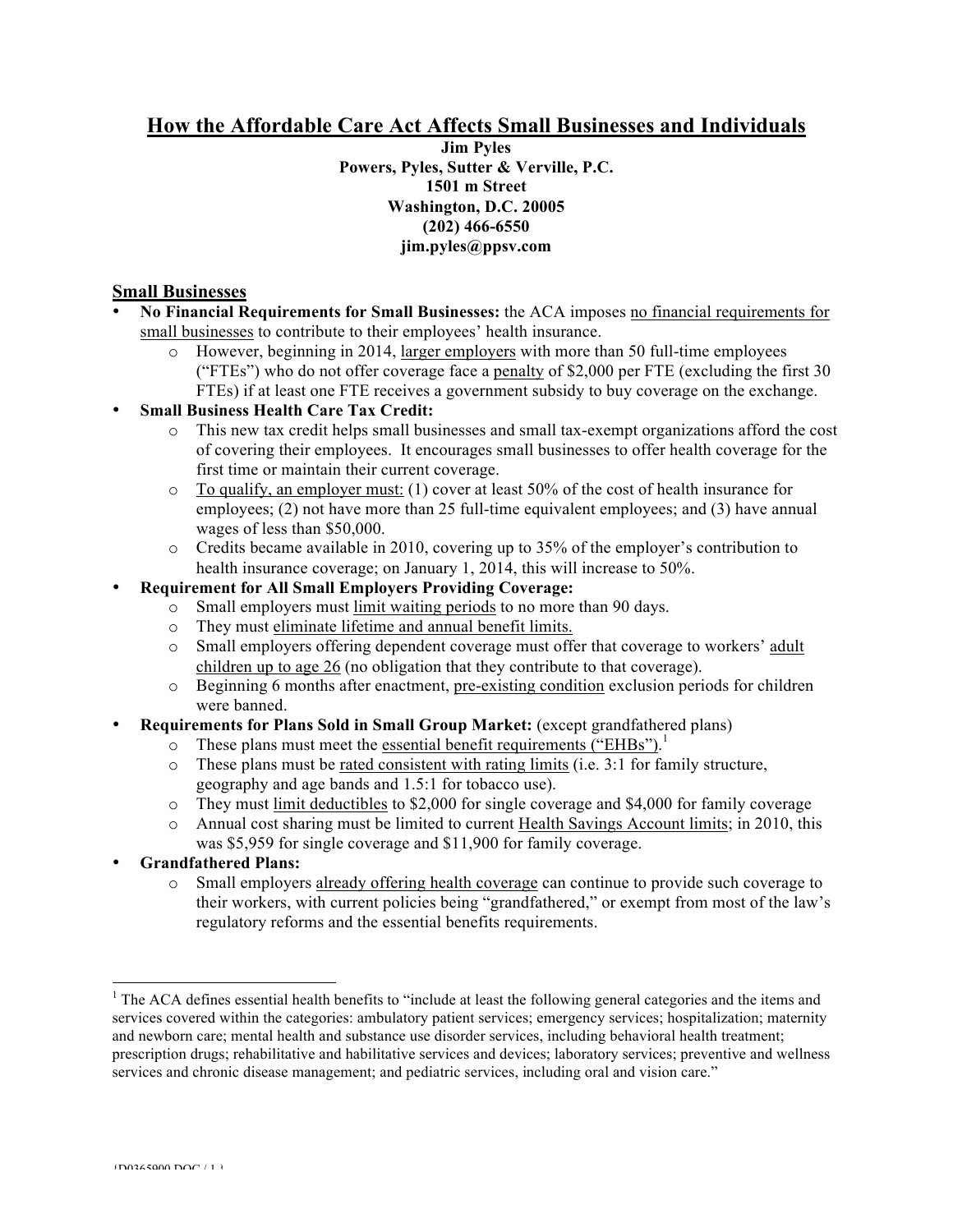# How the Affordable Care Act Affects Small Businesses and Individuals

**Jim Pyles**
**Powers, Pyles, Sutter & Verville, P.C.**
**1501 m Street**
**Washington, D.C. 20005**
**(202) 466-6550**
**jim.pyles@ppsv.com**

## Small Businesses

- **No Financial Requirements for Small Businesses:** the ACA imposes no financial requirements for small businesses to contribute to their employees' health insurance.
  - However, beginning in 2014, larger employers with more than 50 full-time employees ("FTEs") who do not offer coverage face a penalty of $2,000 per FTE (excluding the first 30 FTEs) if at least one FTE receives a government subsidy to buy coverage on the exchange.
- **Small Business Health Care Tax Credit:**
  - This new tax credit helps small businesses and small tax-exempt organizations afford the cost of covering their employees. It encourages small businesses to offer health coverage for the first time or maintain their current coverage.
  - To qualify, an employer must: (1) cover at least 50% of the cost of health insurance for employees; (2) not have more than 25 full-time equivalent employees; and (3) have annual wages of less than $50,000.
  - Credits became available in 2010, covering up to 35% of the employer's contribution to health insurance coverage; on January 1, 2014, this will increase to 50%.
- **Requirement for All Small Employers Providing Coverage:**
  - Small employers must limit waiting periods to no more than 90 days.
  - They must eliminate lifetime and annual benefit limits.
  - Small employers offering dependent coverage must offer that coverage to workers' adult children up to age 26 (no obligation that they contribute to that coverage).
  - Beginning 6 months after enactment, pre-existing condition exclusion periods for children were banned.
- **Requirements for Plans Sold in Small Group Market:** (except grandfathered plans)
  - These plans must meet the essential benefit requirements ("EHBs").[1]
  - These plans must be rated consistent with rating limits (i.e. 3:1 for family structure, geography and age bands and 1.5:1 for tobacco use).
  - They must limit deductibles to $2,000 for single coverage and $4,000 for family coverage
  - Annual cost sharing must be limited to current Health Savings Account limits; in 2010, this was $5,959 for single coverage and $11,900 for family coverage.
- **Grandfathered Plans:**
  - Small employers already offering health coverage can continue to provide such coverage to their workers, with current policies being "grandfathered," or exempt from most of the law's regulatory reforms and the essential benefits requirements.

---

[1] The ACA defines essential health benefits to "include at least the following general categories and the items and services covered within the categories: ambulatory patient services; emergency services; hospitalization; maternity and newborn care; mental health and substance use disorder services, including behavioral health treatment; prescription drugs; rehabilitative and habilitative services and devices; laboratory services; preventive and wellness services and chronic disease management; and pediatric services, including oral and vision care."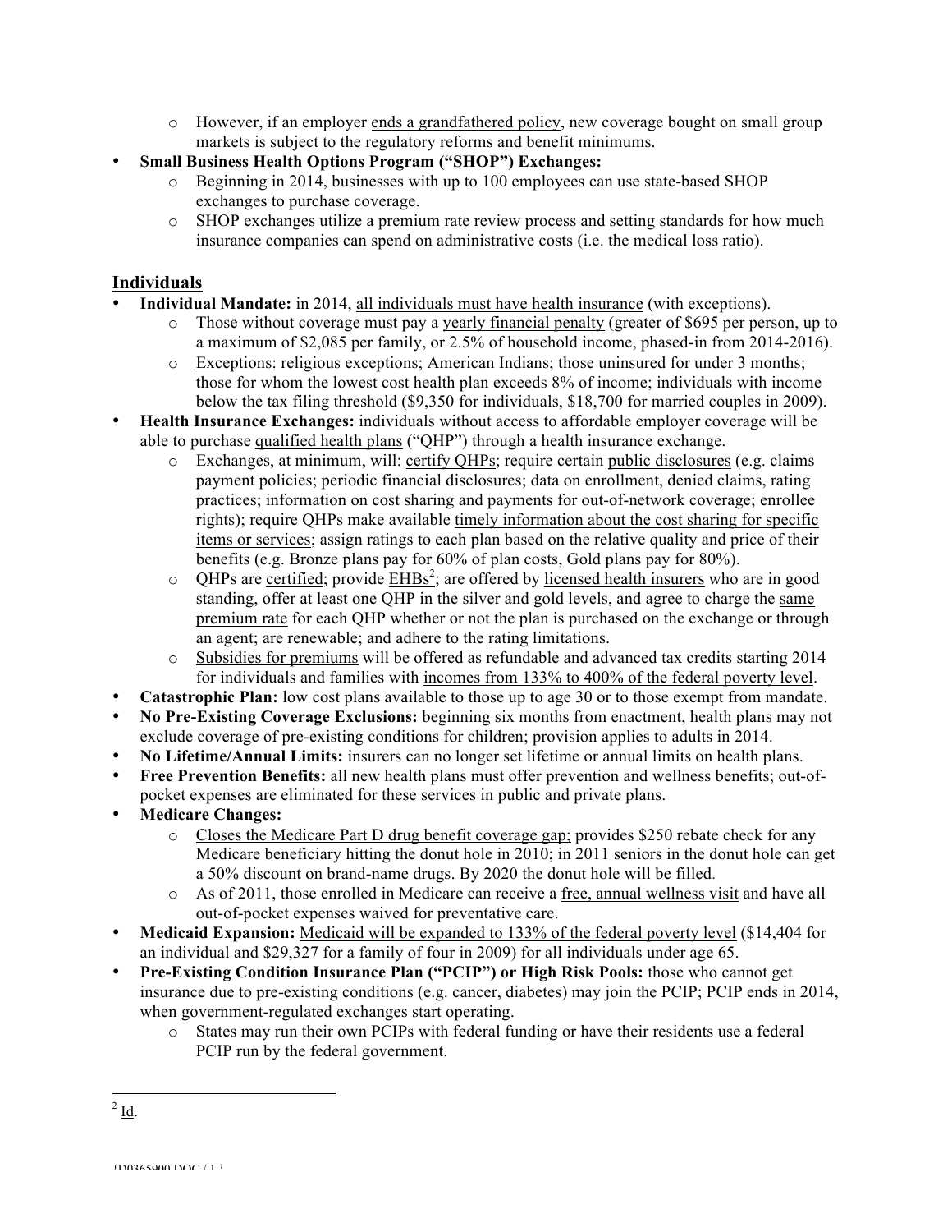- However, if an employer <u>ends a grandfathered policy</u>, new coverage bought on small group markets is subject to the regulatory reforms and benefit minimums.

- **Small Business Health Options Program ("SHOP") Exchanges:**
  - Beginning in 2014, businesses with up to 100 employees can use state-based SHOP exchanges to purchase coverage.
  - SHOP exchanges utilize a premium rate review process and setting standards for how much insurance companies can spend on administrative costs (i.e. the medical loss ratio).

## Individuals

- **Individual Mandate:** in 2014, <u>all individuals must have health insurance</u> (with exceptions).
  - Those without coverage must pay a <u>yearly financial penalty</u> (greater of $695 per person, up to a maximum of $2,085 per family, or 2.5% of household income, phased-in from 2014-2016).
  - <u>Exceptions</u>: religious exceptions; American Indians; those uninsured for under 3 months; those for whom the lowest cost health plan exceeds 8% of income; individuals with income below the tax filing threshold ($9,350 for individuals, $18,700 for married couples in 2009).
- **Health Insurance Exchanges:** individuals without access to affordable employer coverage will be able to purchase <u>qualified health plans</u> ("QHP") through a health insurance exchange.
  - Exchanges, at minimum, will: <u>certify QHPs</u>; require certain <u>public disclosures</u> (e.g. claims payment policies; periodic financial disclosures; data on enrollment, denied claims, rating practices; information on cost sharing and payments for out-of-network coverage; enrollee rights); require QHPs make available <u>timely information about the cost sharing for specific items or services</u>; assign ratings to each plan based on the relative quality and price of their benefits (e.g. Bronze plans pay for 60% of plan costs, Gold plans pay for 80%).
  - QHPs are <u>certified</u>; provide <u>EHBs</u>[2]; are offered by <u>licensed health insurers</u> who are in good standing, offer at least one QHP in the silver and gold levels, and agree to charge the <u>same premium rate</u> for each QHP whether or not the plan is purchased on the exchange or through an agent; are <u>renewable</u>; and adhere to the <u>rating limitations</u>.
  - <u>Subsidies for premiums</u> will be offered as refundable and advanced tax credits starting 2014 for individuals and families with <u>incomes from 133% to 400% of the federal poverty level</u>.
- **Catastrophic Plan:** low cost plans available to those up to age 30 or to those exempt from mandate.
- **No Pre-Existing Coverage Exclusions:** beginning six months from enactment, health plans may not exclude coverage of pre-existing conditions for children; provision applies to adults in 2014.
- **No Lifetime/Annual Limits:** insurers can no longer set lifetime or annual limits on health plans.
- **Free Prevention Benefits:** all new health plans must offer prevention and wellness benefits; out-of-pocket expenses are eliminated for these services in public and private plans.
- **Medicare Changes:**
  - <u>Closes the Medicare Part D drug benefit coverage gap;</u> provides $250 rebate check for any Medicare beneficiary hitting the donut hole in 2010; in 2011 seniors in the donut hole can get a 50% discount on brand-name drugs. By 2020 the donut hole will be filled.
  - As of 2011, those enrolled in Medicare can receive a <u>free, annual wellness visit</u> and have all out-of-pocket expenses waived for preventative care.
- **Medicaid Expansion:** <u>Medicaid will be expanded to 133% of the federal poverty level</u> ($14,404 for an individual and $29,327 for a family of four in 2009) for all individuals under age 65.
- **Pre-Existing Condition Insurance Plan ("PCIP") or High Risk Pools:** those who cannot get insurance due to pre-existing conditions (e.g. cancer, diabetes) may join the PCIP; PCIP ends in 2014, when government-regulated exchanges start operating.
  - States may run their own PCIPs with federal funding or have their residents use a federal PCIP run by the federal government.

---

[2] <u>Id</u>.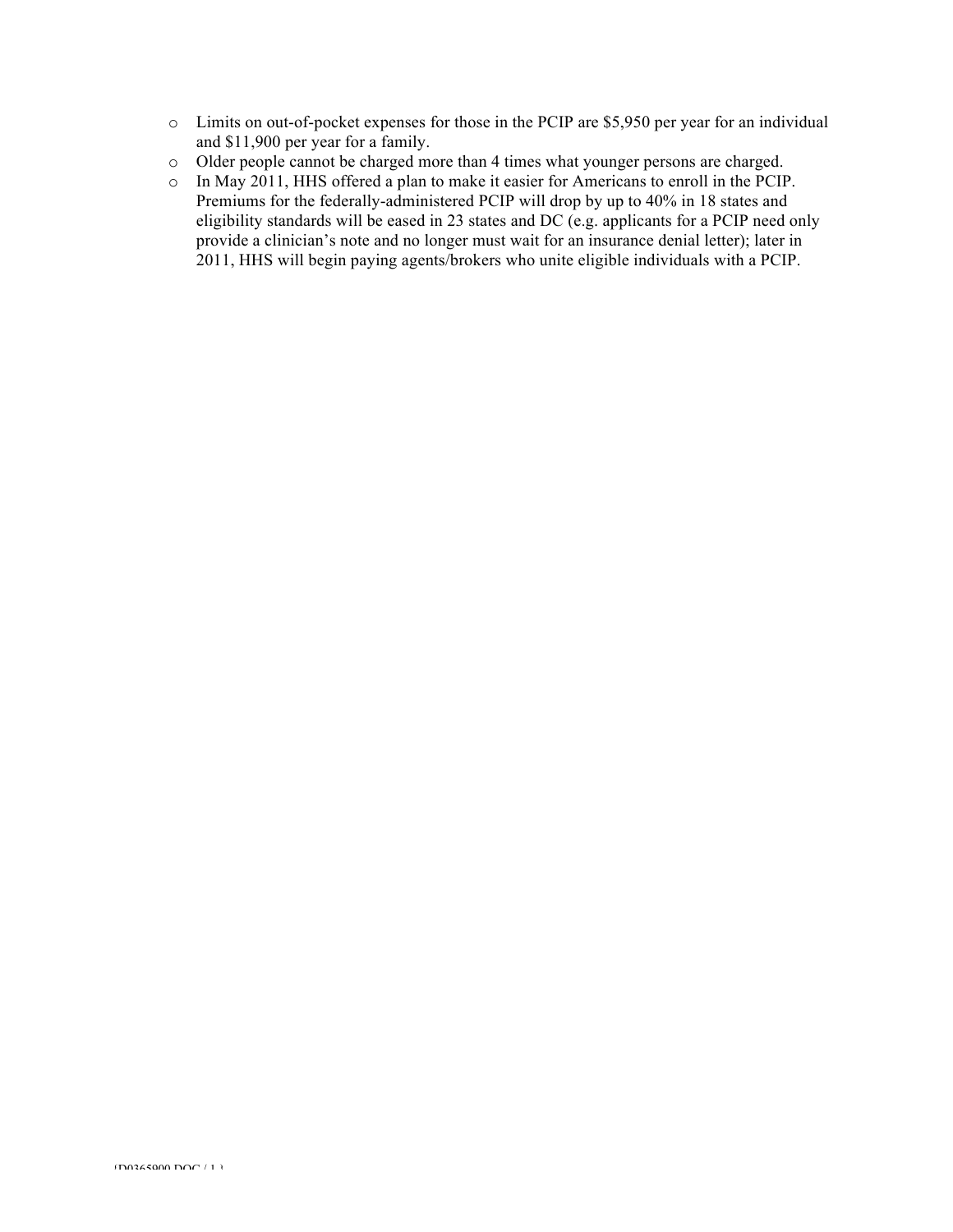- Limits on out-of-pocket expenses for those in the PCIP are $5,950 per year for an individual and $11,900 per year for a family.
- Older people cannot be charged more than 4 times what younger persons are charged.
- In May 2011, HHS offered a plan to make it easier for Americans to enroll in the PCIP. Premiums for the federally-administered PCIP will drop by up to 40% in 18 states and eligibility standards will be eased in 23 states and DC (e.g. applicants for a PCIP need only provide a clinician's note and no longer must wait for an insurance denial letter); later in 2011, HHS will begin paying agents/brokers who unite eligible individuals with a PCIP.